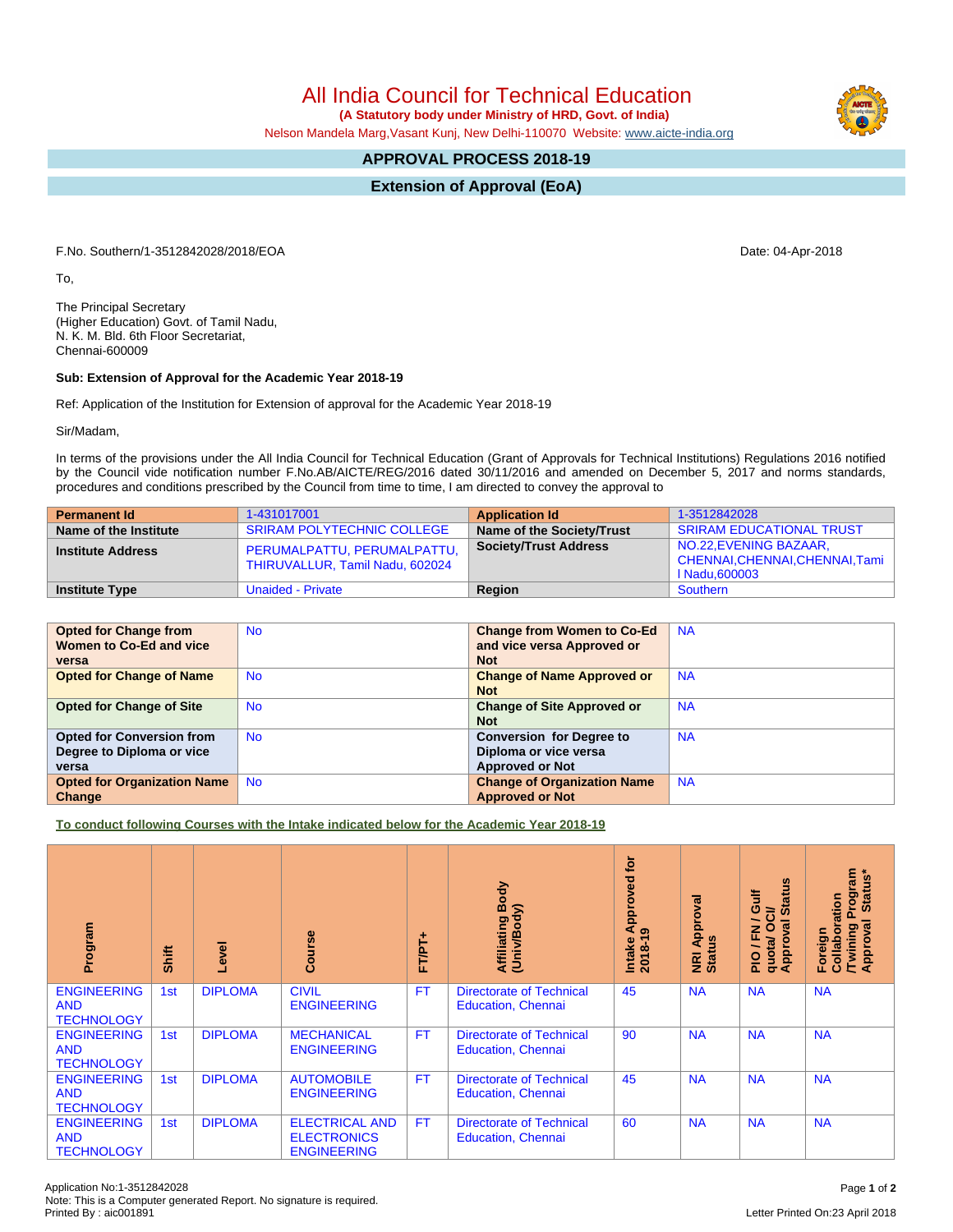# All India Council for Technical Education

**(A Statutory body under Ministry of HRD, Govt. of India)**

Nelson Mandela Marg,Vasant Kunj, New Delhi-110070 Website: www.aicte-india.org

## APPROVAL PROCESS 2018-19

## Extension of Approval (EoA)

F.No. Southern/1-3512842028/2018/EOA

Date: 04-Apr-2018

To,

The Principal Secretary
(Higher Education) Govt. of Tamil Nadu,
N. K. M. Bld. 6th Floor Secretariat,
Chennai-600009

**Sub: Extension of Approval for the Academic Year 2018-19**

Ref: Application of the Institution for Extension of approval for the Academic Year 2018-19

Sir/Madam,

In terms of the provisions under the All India Council for Technical Education (Grant of Approvals for Technical Institutions) Regulations 2016 notified by the Council vide notification number F.No.AB/AICTE/REG/2016 dated 30/11/2016 and amended on December 5, 2017 and norms standards, procedures and conditions prescribed by the Council from time to time, I am directed to convey the approval to

| **Permanent Id** | 1-431017001 | **Application Id** | 1-3512842028 |
|---|---|---|---|
| **Name of the Institute** | SRIRAM POLYTECHNIC COLLEGE | **Name of the Society/Trust** | SRIRAM EDUCATIONAL TRUST |
| **Institute Address** | PERUMALPATTU, PERUMALPATTU, THIRUVALLUR, Tamil Nadu, 602024 | **Society/Trust Address** | NO.22,EVENING BAZAAR, CHENNAI,CHENNAI,CHENNAI,Tamil Nadu,600003 |
| **Institute Type** | Unaided - Private | **Region** | Southern |

| **Opted for Change from Women to Co-Ed and vice versa** | No | **Change from Women to Co-Ed and vice versa Approved or Not** | NA |
|---|---|---|---|
| **Opted for Change of Name** | No | **Change of Name Approved or Not** | NA |
| **Opted for Change of Site** | No | **Change of Site Approved or Not** | NA |
| **Opted for Conversion from Degree to Diploma or vice versa** | No | **Conversion for Degree to Diploma or vice versa Approved or Not** | NA |
| **Opted for Organization Name Change** | No | **Change of Organization Name Approved or Not** | NA |

**To conduct following Courses with the Intake indicated below for the Academic Year 2018-19**

| Program | Shift | Level | Course | FT/PT+ | Affiliating Body (Univ/Body) | Intake Approved for 2018-19 | NRI Approval Status | PIO / FN / Gulf quota/ OCI/ Approval Status | Foreign Collaboration /Twining Program Approval Status* |
|---|---|---|---|---|---|---|---|---|---|
| ENGINEERING AND TECHNOLOGY | 1st | DIPLOMA | CIVIL ENGINEERING | FT | Directorate of Technical Education, Chennai | 45 | NA | NA | NA |
| ENGINEERING AND TECHNOLOGY | 1st | DIPLOMA | MECHANICAL ENGINEERING | FT | Directorate of Technical Education, Chennai | 90 | NA | NA | NA |
| ENGINEERING AND TECHNOLOGY | 1st | DIPLOMA | AUTOMOBILE ENGINEERING | FT | Directorate of Technical Education, Chennai | 45 | NA | NA | NA |
| ENGINEERING AND TECHNOLOGY | 1st | DIPLOMA | ELECTRICAL AND ELECTRONICS ENGINEERING | FT | Directorate of Technical Education, Chennai | 60 | NA | NA | NA |

Application No:1-3512842028
Note: This is a Computer generated Report. No signature is required.
Printed By : aic001891

Letter Printed On:23 April 2018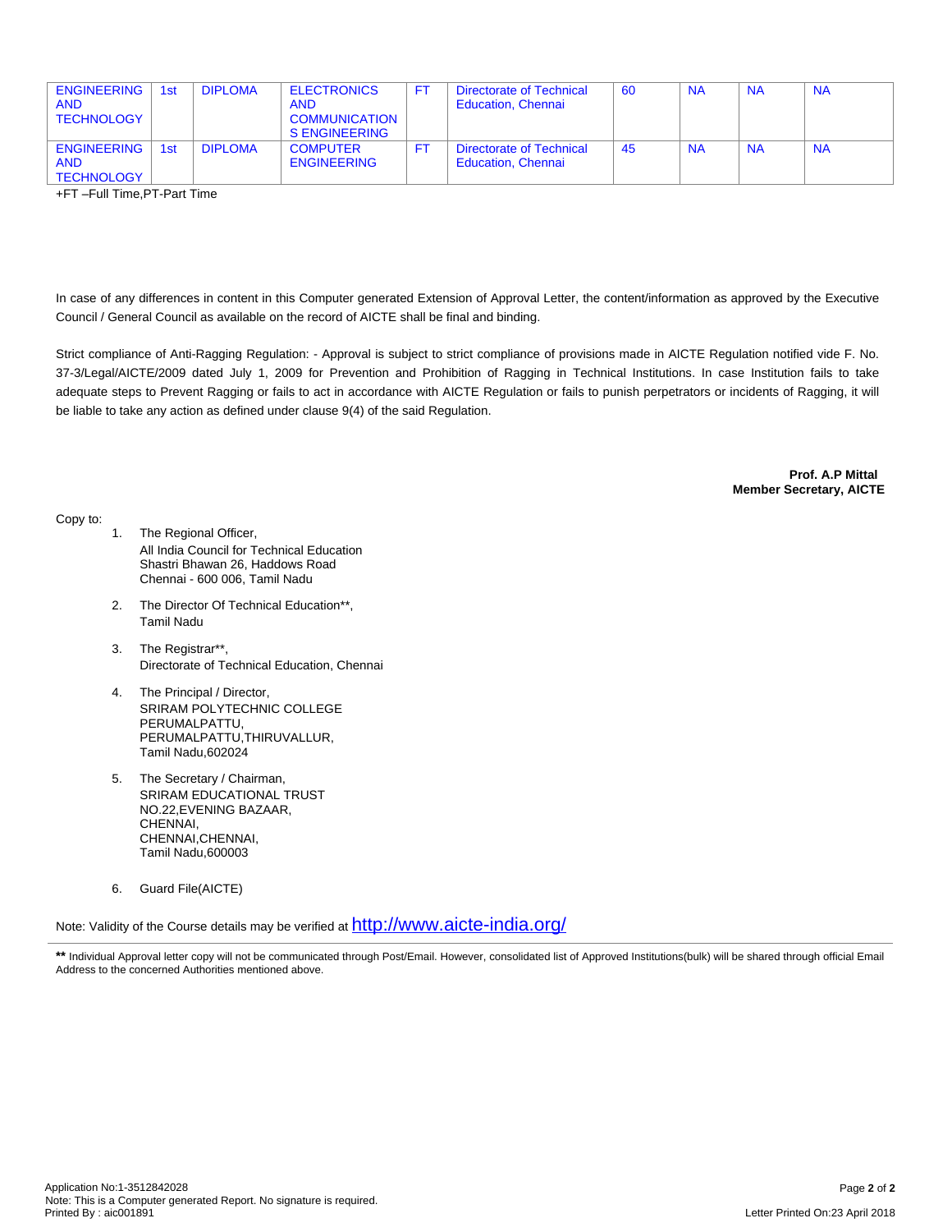| | | | | | | | | | |
|---|---|---|---|---|---|---|---|---|---|
| ENGINEERING AND TECHNOLOGY | 1st | DIPLOMA | ELECTRONICS AND COMMUNICATION S ENGINEERING | FT | Directorate of Technical Education, Chennai | 60 | NA | NA | NA |
| ENGINEERING AND TECHNOLOGY | 1st | DIPLOMA | COMPUTER ENGINEERING | FT | Directorate of Technical Education, Chennai | 45 | NA | NA | NA |

+FT –Full Time,PT-Part Time

In case of any differences in content in this Computer generated Extension of Approval Letter, the content/information as approved by the Executive Council / General Council as available on the record of AICTE shall be final and binding.

Strict compliance of Anti-Ragging Regulation: - Approval is subject to strict compliance of provisions made in AICTE Regulation notified vide F. No. 37-3/Legal/AICTE/2009 dated July 1, 2009 for Prevention and Prohibition of Ragging in Technical Institutions. In case Institution fails to take adequate steps to Prevent Ragging or fails to act in accordance with AICTE Regulation or fails to punish perpetrators or incidents of Ragging, it will be liable to take any action as defined under clause 9(4) of the said Regulation.

**Prof. A.P Mittal**
**Member Secretary, AICTE**

Copy to:

1. The Regional Officer,
   All India Council for Technical Education
   Shastri Bhawan 26, Haddows Road
   Chennai - 600 006, Tamil Nadu

2. The Director Of Technical Education**,
   Tamil Nadu

3. The Registrar**,
   Directorate of Technical Education, Chennai

4. The Principal / Director,
   SRIRAM POLYTECHNIC COLLEGE
   PERUMALPATTU,
   PERUMALPATTU,THIRUVALLUR,
   Tamil Nadu,602024

5. The Secretary / Chairman,
   SRIRAM EDUCATIONAL TRUST
   NO.22,EVENING BAZAAR,
   CHENNAI,
   CHENNAI,CHENNAI,
   Tamil Nadu,600003

6. Guard File(AICTE)

Note: Validity of the Course details may be verified at http://www.aicte-india.org/

**\*\*** Individual Approval letter copy will not be communicated through Post/Email. However, consolidated list of Approved Institutions(bulk) will be shared through official Email Address to the concerned Authorities mentioned above.

Application No:1-3512842028
Note: This is a Computer generated Report. No signature is required.
Printed By : aic001891

Letter Printed On:23 April 2018